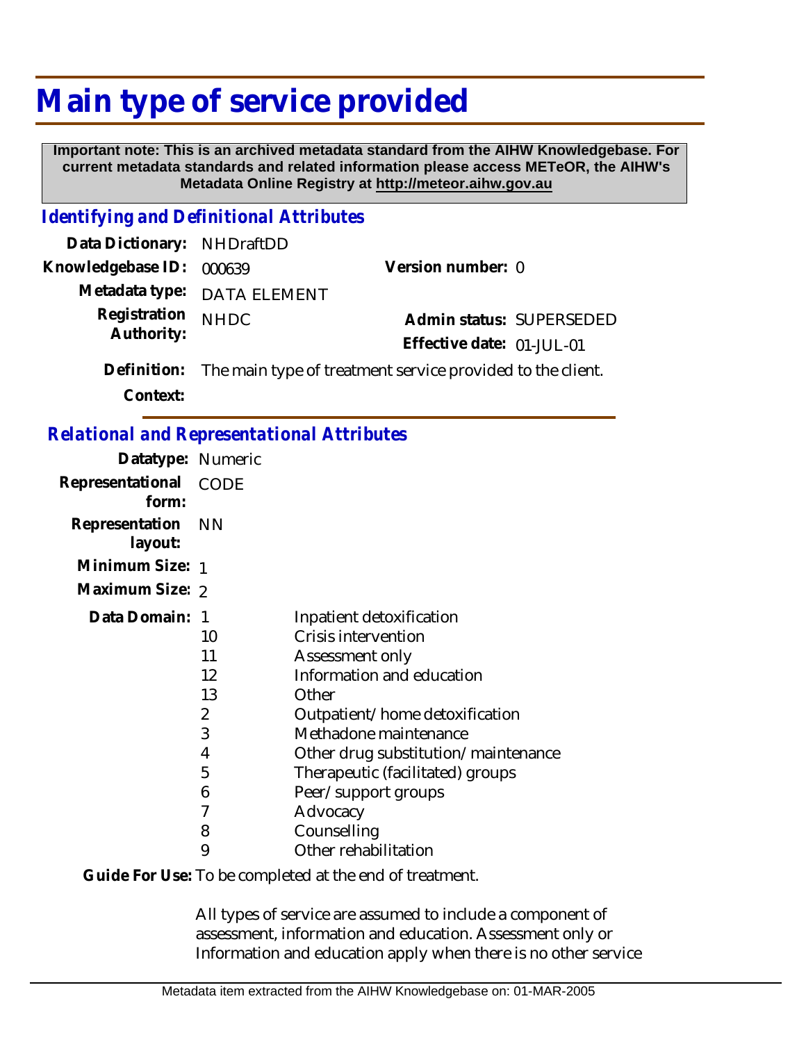# Main type of service provided

**Important note: This is an archived metadata standard from the AIHW Knowledgebase. For current metadata standards and related information please access METeOR, the AIHW's Metadata Online Registry at http://meteor.aihw.gov.au**

## *Identifying and Definitional Attributes*

| | | | |
|---|---|---|---|
| **Data Dictionary:** | NHDraftDD | | |
| **Knowledgebase ID:** | 000639 | **Version number:** | 0 |
| **Metadata type:** | DATA ELEMENT | | |
| **Registration Authority:** | NHDC | **Admin status:** | SUPERSEDED |
| | | **Effective date:** | 01-JUL-01 |

**Definition:** The main type of treatment service provided to the client.

**Context:**

## *Relational and Representational Attributes*

**Datatype:** Numeric

**Representational form:** CODE

**Representation layout:** NN

**Minimum Size:** 1

**Maximum Size:** 2

**Data Domain:**

| Code | Description |
|---|---|
| 1 | Inpatient detoxification |
| 10 | Crisis intervention |
| 11 | Assessment only |
| 12 | Information and education |
| 13 | Other |
| 2 | Outpatient/home detoxification |
| 3 | Methadone maintenance |
| 4 | Other drug substitution/maintenance |
| 5 | Therapeutic (facilitated) groups |
| 6 | Peer/support groups |
| 7 | Advocacy |
| 8 | Counselling |
| 9 | Other rehabilitation |

**Guide For Use:** To be completed at the end of treatment.

All types of service are assumed to include a component of assessment, information and education. Assessment only or Information and education apply when there is no other service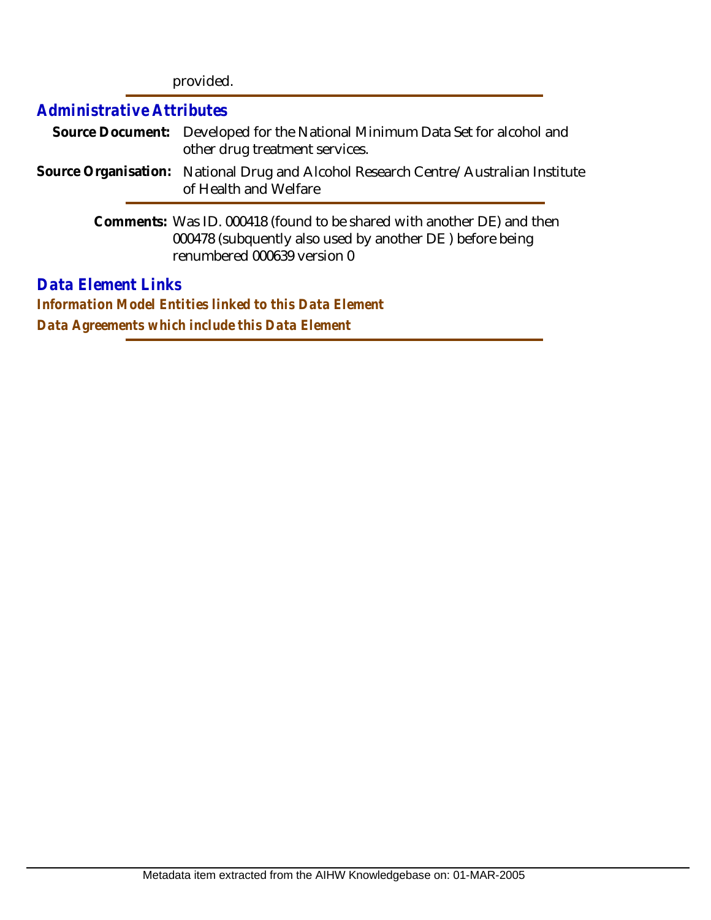provided.

## Administrative Attributes

**Source Document:** Developed for the National Minimum Data Set for alcohol and other drug treatment services.

**Source Organisation:** National Drug and Alcohol Research Centre/ Australian Institute of Health and Welfare

**Comments:** Was ID. 000418 (found to be shared with another DE) and then 000478 (subquently also used by another DE ) before being renumbered 000639 version 0

## Data Element Links

***Information Model Entities linked to this Data Element***

***Data Agreements which include this Data Element***